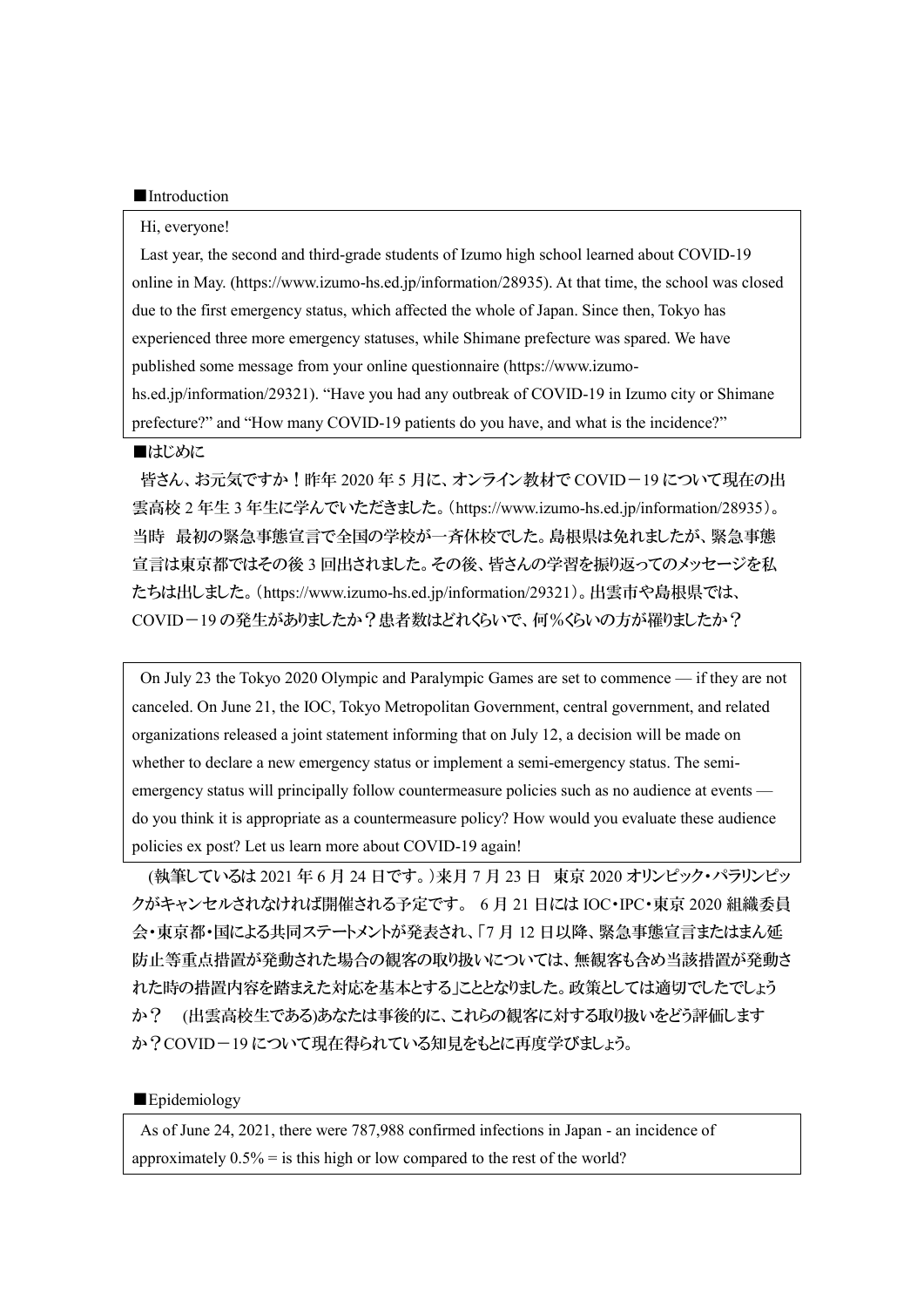■Introduction

Hi, everyone!

Last year, the second and third-grade students of Izumo high school learned about COVID-19 online in May. (https://www.izumo-hs.ed.jp/information/28935). At that time, the school was closed due to the first emergency status, which affected the whole of Japan. Since then, Tokyo has experienced three more emergency statuses, while Shimane prefecture was spared. We have published some message from your online questionnaire (https://www.izumo-hs.ed.jp/information/29321). "Have you had any outbreak of COVID-19 in Izumo city or Shimane prefecture?" and "How many COVID-19 patients do you have, and what is the incidence?"

■はじめに

皆さん、お元気ですか！昨年 2020 年 5 月に、オンライン教材で COVID－19 について現在の出雲高校 2 年生 3 年生に学んでいただきました。（https://www.izumo-hs.ed.jp/information/28935）。当時　最初の緊急事態宣言で全国の学校が一斉休校でした。島根県は免れましたが、緊急事態宣言は東京都ではその後 3 回出されました。その後、皆さんの学習を振り返ってのメッセージを私たちは出しました。（https://www.izumo-hs.ed.jp/information/29321）。出雲市や島根県では、COVID－19 の発生がありましたか？患者数はどれくらいで、何％くらいの方が罹りましたか？

On July 23 the Tokyo 2020 Olympic and Paralympic Games are set to commence — if they are not canceled. On June 21, the IOC, Tokyo Metropolitan Government, central government, and related organizations released a joint statement informing that on July 12, a decision will be made on whether to declare a new emergency status or implement a semi-emergency status. The semi-emergency status will principally follow countermeasure policies such as no audience at events — do you think it is appropriate as a countermeasure policy? How would you evaluate these audience policies ex post? Let us learn more about COVID-19 again!

(執筆しているは 2021 年 6 月 24 日です。)来月 7 月 23 日　東京 2020 オリンピック・パラリンピックがキャンセルされなければ開催される予定です。 6 月 21 日には IOC・IPC・東京 2020 組織委員会・東京都・国による共同ステートメントが発表され、「7 月 12 日以降、緊急事態宣言またはまん延防止等重点措置が発動された場合の観客の取り扱いについては、無観客も含め当該措置が発動された時の措置内容を踏まえた対応を基本とする」こととなりました。政策としては適切でしたでしょうか？　(出雲高校生である)あなたは事後的に、これらの観客に対する取り扱いをどう評価しますか？COVID－19 について現在得られている知見をもとに再度学びましょう。

■Epidemiology

As of June 24, 2021, there were 787,988 confirmed infections in Japan - an incidence of approximately 0.5% = is this high or low compared to the rest of the world?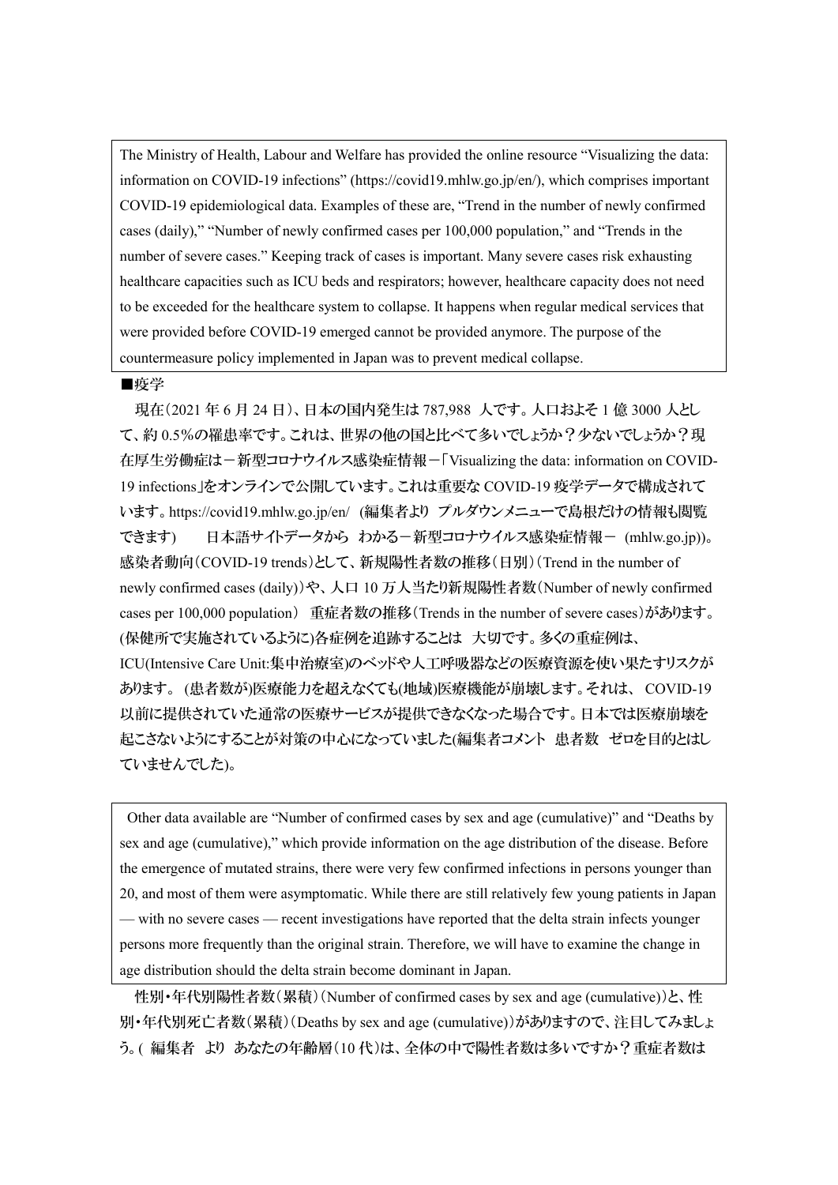The Ministry of Health, Labour and Welfare has provided the online resource "Visualizing the data: information on COVID-19 infections" (https://covid19.mhlw.go.jp/en/), which comprises important COVID-19 epidemiological data. Examples of these are, "Trend in the number of newly confirmed cases (daily)," "Number of newly confirmed cases per 100,000 population," and "Trends in the number of severe cases." Keeping track of cases is important. Many severe cases risk exhausting healthcare capacities such as ICU beds and respirators; however, healthcare capacity does not need to be exceeded for the healthcare system to collapse. It happens when regular medical services that were provided before COVID-19 emerged cannot be provided anymore. The purpose of the countermeasure policy implemented in Japan was to prevent medical collapse.

■疫学

現在（2021 年 6 月 24 日）、日本の国内発生は 787,988 人です。人口およそ 1 億 3000 人として、約 0.5%の罹患率です。これは、世界の他の国と比べて多いでしょうか？少ないでしょうか？現在厚生労働症は－新型コロナウイルス感染症情報－「Visualizing the data: information on COVID-19 infections」をオンラインで公開しています。これは重要な COVID-19 疫学データで構成されています。https://covid19.mhlw.go.jp/en/ (編集者より プルダウンメニューで島根だけの情報も閲覧できます) 日本語サイトデータから わかる－新型コロナウイルス感染症情報－ (mhlw.go.jp))。感染者動向（COVID-19 trends）として、新規陽性者数の推移（日別）（Trend in the number of newly confirmed cases (daily)）や、人口 10 万人当たり新規陽性者数（Number of newly confirmed cases per 100,000 population） 重症者数の推移（Trends in the number of severe cases）があります。(保健所で実施されているように)各症例を追跡することは 大切です。多くの重症例は、ICU(Intensive Care Unit:集中治療室)のベッドや人工呼吸器などの医療資源を使い果たすリスクがあります。 (患者数が)医療能力を超えなくても(地域)医療機能が崩壊します。それは、 COVID-19 以前に提供されていた通常の医療サービスが提供できなくなった場合です。日本では医療崩壊を起こさないようにすることが対策の中心になっていました(編集者コメント 患者数 ゼロを目的とはしていませんでした)。

Other data available are "Number of confirmed cases by sex and age (cumulative)" and "Deaths by sex and age (cumulative)," which provide information on the age distribution of the disease. Before the emergence of mutated strains, there were very few confirmed infections in persons younger than 20, and most of them were asymptomatic. While there are still relatively few young patients in Japan — with no severe cases — recent investigations have reported that the delta strain infects younger persons more frequently than the original strain. Therefore, we will have to examine the change in age distribution should the delta strain become dominant in Japan.

性別・年代別陽性者数（累積）（Number of confirmed cases by sex and age (cumulative)）と、性別・年代別死亡者数（累積）（Deaths by sex and age (cumulative)）がありますので、注目してみましょう。( 編集者 より あなたの年齢層（10 代）は、全体の中で陽性者数は多いですか？重症者数は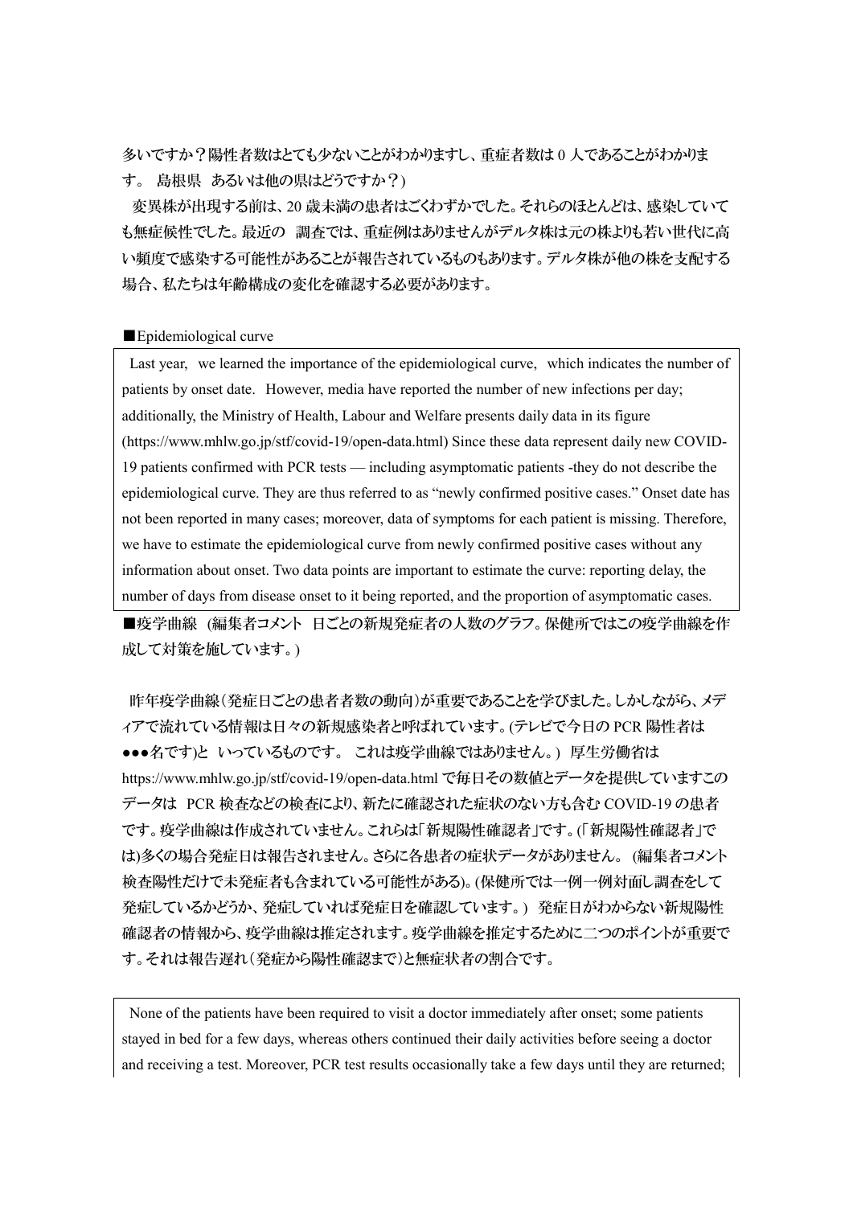多いですか？陽性者数はとても少ないことがわかりますし、重症者数は 0 人であることがわかります。 島根県 あるいは他の県はどうですか？)

変異株が出現する前は、20 歳未満の患者はごくわずかでした。それらのほとんどは、感染していても無症候性でした。最近の 調査では、重症例はありませんがデルタ株は元の株よりも若い世代に高い頻度で感染する可能性があることが報告されているものもあります。デルタ株が他の株を支配する場合、私たちは年齢構成の変化を確認する必要があります。

■Epidemiological curve

Last year, we learned the importance of the epidemiological curve, which indicates the number of patients by onset date. However, media have reported the number of new infections per day; additionally, the Ministry of Health, Labour and Welfare presents daily data in its figure (https://www.mhlw.go.jp/stf/covid-19/open-data.html) Since these data represent daily new COVID-19 patients confirmed with PCR tests — including asymptomatic patients -they do not describe the epidemiological curve. They are thus referred to as "newly confirmed positive cases." Onset date has not been reported in many cases; moreover, data of symptoms for each patient is missing. Therefore, we have to estimate the epidemiological curve from newly confirmed positive cases without any information about onset. Two data points are important to estimate the curve: reporting delay, the number of days from disease onset to it being reported, and the proportion of asymptomatic cases.

■疫学曲線 (編集者コメント 日ごとの新規発症者の人数のグラフ。保健所ではこの疫学曲線を作成して対策を施しています。)

昨年疫学曲線（発症日ごとの患者者数の動向）が重要であることを学びました。しかしながら、メディアで流れている情報は日々の新規感染者と呼ばれています。(テレビで今日の PCR 陽性者は●●●名です)と いっているものです。 これは疫学曲線ではありません。) 厚生労働省は https://www.mhlw.go.jp/stf/covid-19/open-data.html で毎日その数値とデータを提供していますこのデータは PCR 検査などの検査により、新たに確認された症状のない方も含む COVID-19 の患者です。疫学曲線は作成されていません。これらは「新規陽性確認者」です。(「新規陽性確認者」では)多くの場合発症日は報告されません。さらに各患者の症状データがありません。 (編集者コメント 検査陽性だけで未発症者も含まれている可能性がある)。(保健所では一例一例対面し調査をして発症しているかどうか、発症していれば発症日を確認しています。) 発症日がわからない新規陽性確認者の情報から、疫学曲線は推定されます。疫学曲線を推定するために二つのポイントが重要です。それは報告遅れ（発症から陽性確認まで)と無症状者の割合です。

None of the patients have been required to visit a doctor immediately after onset; some patients stayed in bed for a few days, whereas others continued their daily activities before seeing a doctor and receiving a test. Moreover, PCR test results occasionally take a few days until they are returned;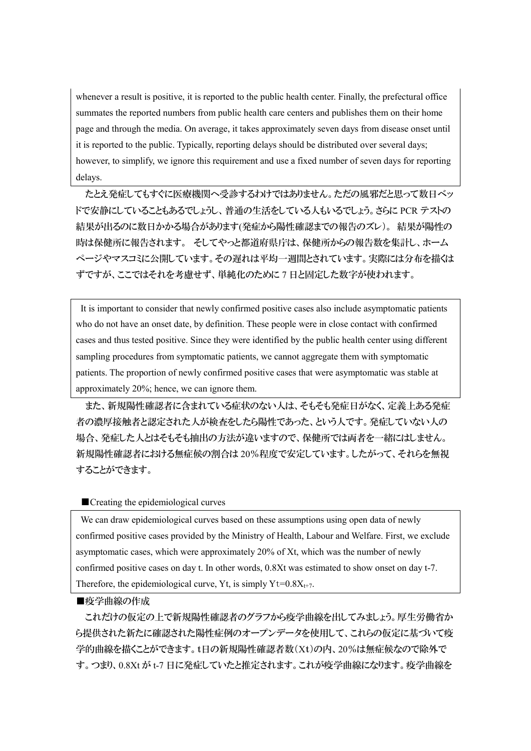whenever a result is positive, it is reported to the public health center. Finally, the prefectural office summates the reported numbers from public health care centers and publishes them on their home page and through the media. On average, it takes approximately seven days from disease onset until it is reported to the public. Typically, reporting delays should be distributed over several days; however, to simplify, we ignore this requirement and use a fixed number of seven days for reporting delays.

たとえ発症してもすぐに医療機関へ受診するわけではありません。ただの風邪だと思って数日ベッドで安静にしていることもあるでしょうし、普通の生活をしている人もいるでしょう。さらに PCR テストの結果が出るのに数日かかる場合があります(発症から陽性確認までの報告のズレ)。 結果が陽性の時は保健所に報告されます。 そしてやっと都道府県庁は、保健所からの報告数を集計し、ホームページやマスコミに公開しています。その遅れは平均一週間とされています。実際には分布を描くはずですが、ここではそれを考慮せず、単純化のために 7 日と固定した数字が使われます。

It is important to consider that newly confirmed positive cases also include asymptomatic patients who do not have an onset date, by definition. These people were in close contact with confirmed cases and thus tested positive. Since they were identified by the public health center using different sampling procedures from symptomatic patients, we cannot aggregate them with symptomatic patients. The proportion of newly confirmed positive cases that were asymptomatic was stable at approximately 20%; hence, we can ignore them.

また、新規陽性確認者に含まれている症状のない人は、そもそも発症日がなく、定義上ある発症者の濃厚接触者と認定された人が検査をしたら陽性であった、という人です。発症していない人の場合、発症した人とはそもそも抽出の方法が違いますので、保健所では両者を一緒にはしません。新規陽性確認者における無症候の割合は 20%程度で安定しています。したがって、それらを無視することができます。

■Creating the epidemiological curves

We can draw epidemiological curves based on these assumptions using open data of newly confirmed positive cases provided by the Ministry of Health, Labour and Welfare. First, we exclude asymptomatic cases, which were approximately 20% of Xt, which was the number of newly confirmed positive cases on day t. In other words, 0.8Xt was estimated to show onset on day t-7. Therefore, the epidemiological curve, Yt, is simply $Y_t=0.8X_{t+7}$.

■疫学曲線の作成

これだけの仮定の上で新規陽性確認者のグラフから疫学曲線を出してみましょう。厚生労働省から提供された新たに確認された陽性症例のオープンデータを使用して、これらの仮定に基づいて疫学的曲線を描くことができます。t日の新規陽性確認者数（Xt）の内、20%は無症候なので除外です。つまり、0.8Xt が t-7 日に発症していたと推定されます。これが疫学曲線になります。疫学曲線を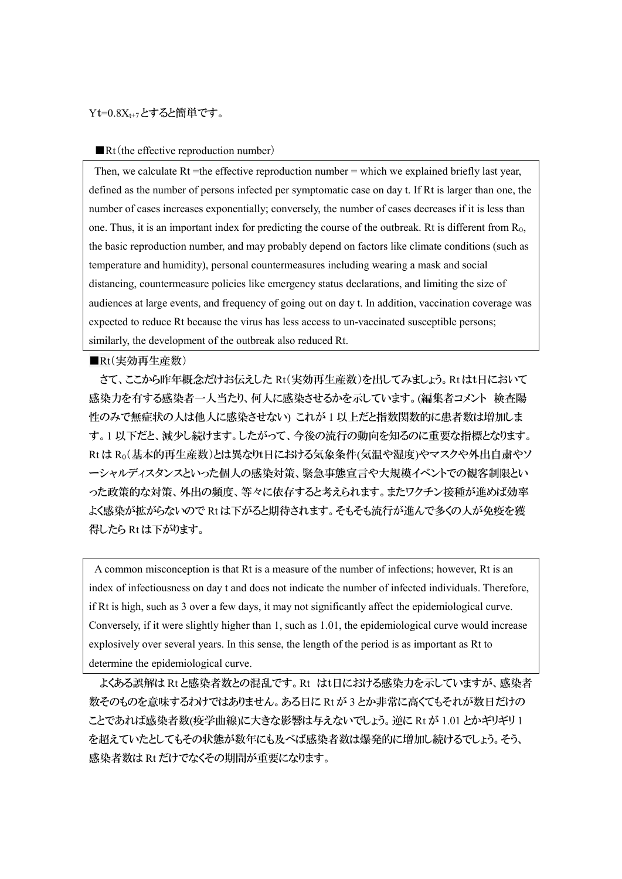$Yt=0.8X_{t+7}$とすると簡単です。

■Rt（the effective reproduction number）

Then, we calculate Rt =the effective reproduction number = which we explained briefly last year, defined as the number of persons infected per symptomatic case on day t. If Rt is larger than one, the number of cases increases exponentially; conversely, the number of cases decreases if it is less than one. Thus, it is an important index for predicting the course of the outbreak. Rt is different from $R_0$, the basic reproduction number, and may probably depend on factors like climate conditions (such as temperature and humidity), personal countermeasures including wearing a mask and social distancing, countermeasure policies like emergency status declarations, and limiting the size of audiences at large events, and frequency of going out on day t. In addition, vaccination coverage was expected to reduce Rt because the virus has less access to un-vaccinated susceptible persons; similarly, the development of the outbreak also reduced Rt.

■Rt（実効再生産数）

さて、ここから昨年概念だけお伝えした Rt（実効再生産数）を出してみましょう。Rt はt日において感染力を有する感染者一人当たり、何人に感染させるかを示しています。(編集者コメント　検査陽性のみで無症状の人は他人に感染させない) これが 1 以上だと指数関数的に患者数は増加します。1 以下だと、減少し続けます。したがって、今後の流行の動向を知るのに重要な指標となります。Rt は $R_0$（基本的再生産数）とは異なりt日における気象条件(気温や湿度)やマスクや外出自粛やソーシャルディスタンスといった個人の感染対策、緊急事態宣言や大規模イベントでの観客制限といった政策的な対策、外出の頻度、等々に依存すると考えられます。またワクチン接種が進めば効率よく感染が拡がらないので Rt は下がると期待されます。そもそも流行が進んで多くの人が免疫を獲得したら Rt は下がります。

A common misconception is that Rt is a measure of the number of infections; however, Rt is an index of infectiousness on day t and does not indicate the number of infected individuals. Therefore, if Rt is high, such as 3 over a few days, it may not significantly affect the epidemiological curve. Conversely, if it were slightly higher than 1, such as 1.01, the epidemiological curve would increase explosively over several years. In this sense, the length of the period is as important as Rt to determine the epidemiological curve.

よくある誤解は Rt と感染者数との混乱です。Rt　はt日における感染力を示していますが、感染者数そのものを意味するわけではありません。ある日に Rt が 3 とか非常に高くてもそれが数日だけのことであれば感染者数(疫学曲線)に大きな影響は与えないでしょう。逆に Rt が 1.01 とかギリギリ 1 を超えていたとしてもその状態が数年にも及べば感染者数は爆発的に増加し続けるでしょう。そう、感染者数は Rt だけでなくその期間が重要になります。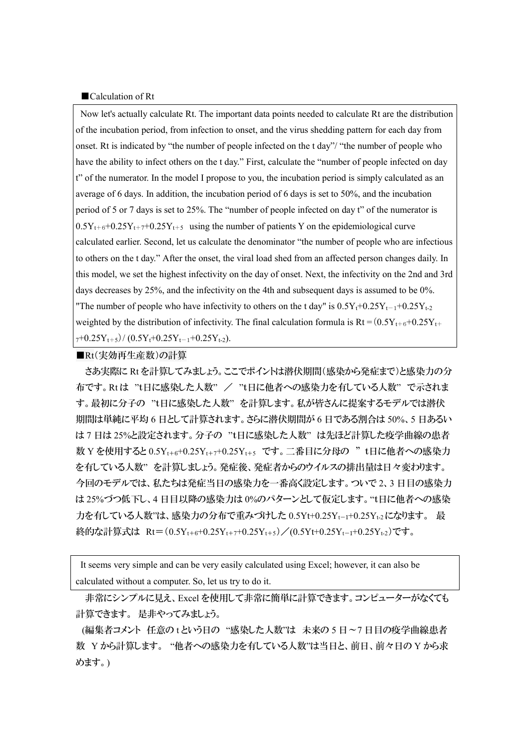■Calculation of Rt

Now let's actually calculate Rt. The important data points needed to calculate Rt are the distribution of the incubation period, from infection to onset, and the virus shedding pattern for each day from onset. Rt is indicated by "the number of people infected on the t day"/ "the number of people who have the ability to infect others on the t day." First, calculate the "number of people infected on day t" of the numerator. In the model I propose to you, the incubation period is simply calculated as an average of 6 days. In addition, the incubation period of 6 days is set to 50%, and the incubation period of 5 or 7 days is set to 25%. The "number of people infected on day t" of the numerator is $0.5Y_{t+6}+0.25Y_{t+7}+0.25Y_{t+5}$ using the number of patients Y on the epidemiological curve calculated earlier. Second, let us calculate the denominator "the number of people who are infectious to others on the t day." After the onset, the viral load shed from an affected person changes daily. In this model, we set the highest infectivity on the day of onset. Next, the infectivity on the 2nd and 3rd days decreases by 25%, and the infectivity on the 4th and subsequent days is assumed to be 0%. "The number of people who have infectivity to others on the t day" is $0.5Y_t+0.25Y_{t-1}+0.25Y_{t-2}$ weighted by the distribution of infectivity. The final calculation formula is $Rt = (0.5Y_{t+6}+0.25Y_{t+7}+0.25Y_{t+5}) / (0.5Y_t+0.25Y_{t-1}+0.25Y_{t-2})$.

■Rt(実効再生産数)の計算

さあ実際にRtを計算してみましょう。ここでポイントは潜伏期間(感染から発症まで)と感染力の分布です。Rtは "t日に感染した人数" ／ "t日に他者への感染力を有している人数" で示されます。最初に分子の "t日に感染した人数" を計算します。私が皆さんに提案するモデルでは潜伏期間は単純に平均6日として計算されます。さらに潜伏期間が6日である割合は50%、5日あるいは7日は25%と設定されます。分子の "t日に感染した人数" は先ほど計算した疫学曲線の患者数Yを使用すると $0.5Y_{t+6}+0.25Y_{t+7}+0.25Y_{t+5}$ です。二番目に分母の "t日に他者への感染力を有している人数" を計算しましょう。発症後、発症者からのウイルスの排出量は日々変わります。今回のモデルでは、私たちは発症当日の感染力を一番高く設定します。ついで2、3日目の感染力は25%づつ低下し、4日目以降の感染力は0%のパターンとして仮定します。"t日に他者への感染力を有している人数"は、感染力の分布で重みづけした $0.5Y_t+0.25Y_{t-1}+0.25Y_{t-2}$ になります。 最終的な計算式は $Rt＝(0.5Y_{t+6}+0.25Y_{t+7}+0.25Y_{t+5})／(0.5Y_t+0.25Y_{t-1}+0.25Y_{t-2})$ です。

It seems very simple and can be very easily calculated using Excel; however, it can also be calculated without a computer. So, let us try to do it.

非常にシンプルに見え、Excelを使用して非常に簡単に計算できます。コンピューターがなくても計算できます。 是非やってみましょう。

(編集者コメント 任意のtという日の "感染した人数"は 未来の5日～7日目の疫学曲線患者数 Yから計算します。 "他者への感染力を有している人数"は当日と、前日、前々日のYから求めます。)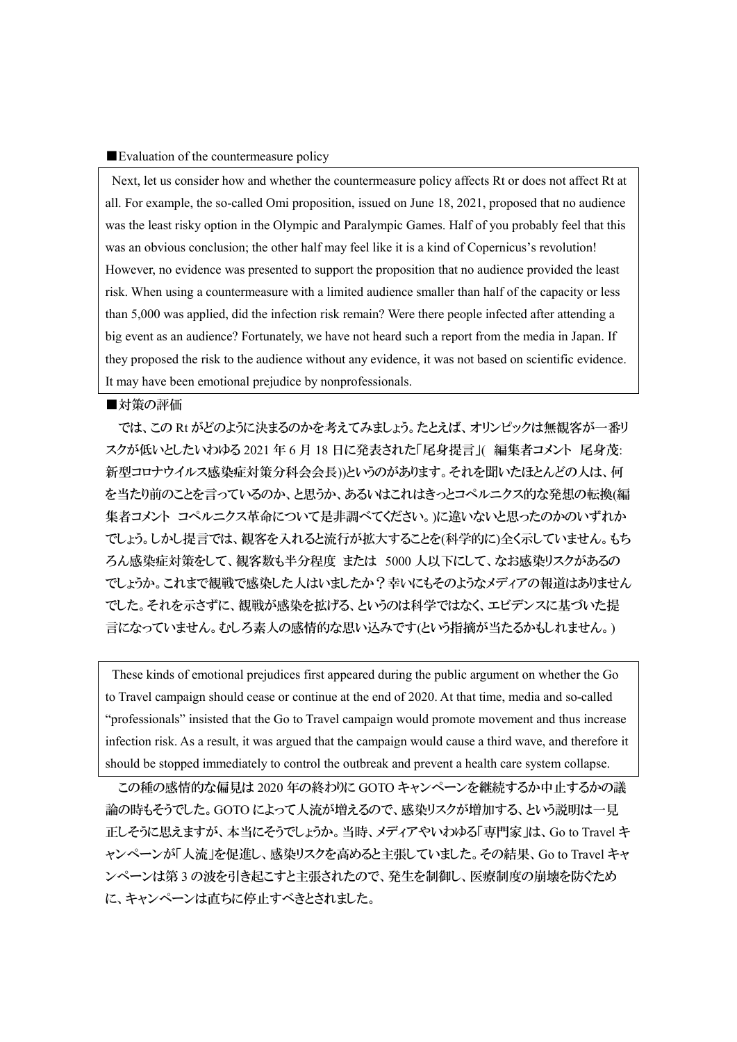■Evaluation of the countermeasure policy

Next, let us consider how and whether the countermeasure policy affects Rt or does not affect Rt at all. For example, the so-called Omi proposition, issued on June 18, 2021, proposed that no audience was the least risky option in the Olympic and Paralympic Games. Half of you probably feel that this was an obvious conclusion; the other half may feel like it is a kind of Copernicus's revolution! However, no evidence was presented to support the proposition that no audience provided the least risk. When using a countermeasure with a limited audience smaller than half of the capacity or less than 5,000 was applied, did the infection risk remain? Were there people infected after attending a big event as an audience? Fortunately, we have not heard such a report from the media in Japan. If they proposed the risk to the audience without any evidence, it was not based on scientific evidence. It may have been emotional prejudice by nonprofessionals.

■対策の評価

では、この Rt がどのように決まるのかを考えてみましょう。たとえば、オリンピックは無観客が一番リスクが低いとしたいわゆる 2021 年 6 月 18 日に発表された「尾身提言」(編集者コメント 尾身茂: 新型コロナウイルス感染症対策分科会会長))というのがあります。それを聞いたほとんどの人は、何を当たり前のことを言っているのか、と思うか、あるいはこれはきっとコペルニクス的な発想の転換(編集者コメント コペルニクス革命について是非調べてください。)に違いないと思ったのかのいずれかでしょう。しかし提言では、観客を入れると流行が拡大することを(科学的に)全く示していません。もちろん感染症対策をして、観客数も半分程度 または 5000 人以下にして、なお感染リスクがあるのでしょうか。これまで観戦で感染した人はいましたか？幸いにもそのようなメディアの報道はありませんでした。それを示さずに、観戦が感染を拡げる、というのは科学ではなく、エビデンスに基づいた提言になっていません。むしろ素人の感情的な思い込みです(という指摘が当たるかもしれません。)

These kinds of emotional prejudices first appeared during the public argument on whether the Go to Travel campaign should cease or continue at the end of 2020. At that time, media and so-called "professionals" insisted that the Go to Travel campaign would promote movement and thus increase infection risk. As a result, it was argued that the campaign would cause a third wave, and therefore it should be stopped immediately to control the outbreak and prevent a health care system collapse.

この種の感情的な偏見は 2020 年の終わりに GOTO キャンペーンを継続するか中止するかの議論の時もそうでした。GOTO によって人流が増えるので、感染リスクが増加する、という説明は一見正しそうに思えますが、本当にそうでしょうか。当時、メディアやいわゆる「専門家」は、Go to Travel キャンペーンが「人流」を促進し、感染リスクを高めると主張していました。その結果、Go to Travel キャンペーンは第 3 の波を引き起こすと主張されたので、発生を制御し、医療制度の崩壊を防ぐために、キャンペーンは直ちに停止すべきとされました。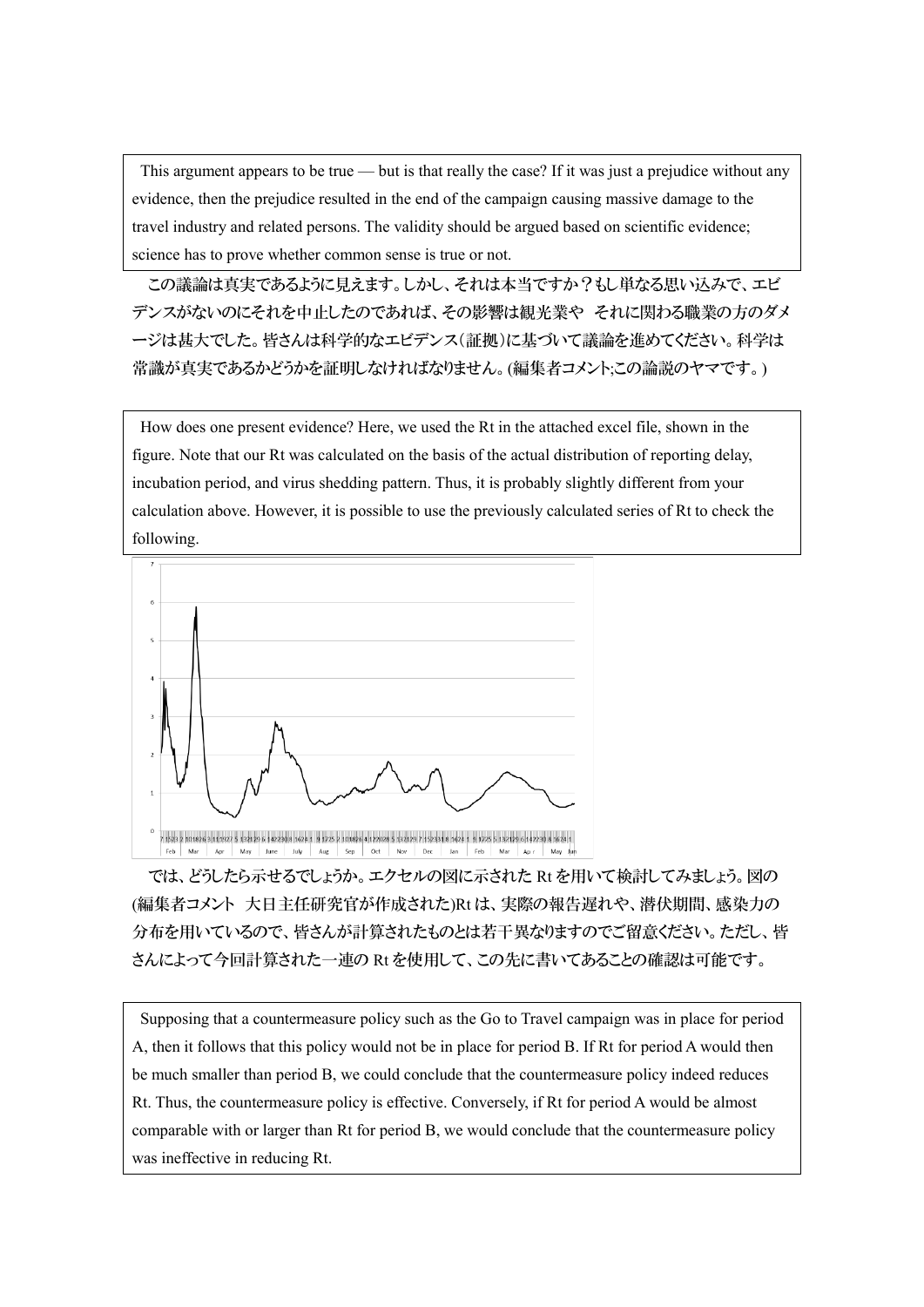This argument appears to be true — but is that really the case? If it was just a prejudice without any evidence, then the prejudice resulted in the end of the campaign causing massive damage to the travel industry and related persons. The validity should be argued based on scientific evidence; science has to prove whether common sense is true or not.

この議論は真実であるように見えます。しかし、それは本当ですか？もし単なる思い込みで、エビデンスがないのにそれを中止したのであれば、その影響は観光業や　それに関わる職業の方のダメージは甚大でした。皆さんは科学的なエビデンス（証拠）に基づいて議論を進めてください。科学は常識が真実であるかどうかを証明しなければなりません。(編集者コメント;この論説のヤマです。)

How does one present evidence? Here, we used the Rt in the attached excel file, shown in the figure. Note that our Rt was calculated on the basis of the actual distribution of reporting delay, incubation period, and virus shedding pattern. Thus, it is probably slightly different from your calculation above. However, it is possible to use the previously calculated series of Rt to check the following.

では、どうしたら示せるでしょうか。エクセルの図に示された Rt を用いて検討してみましょう。図の(編集者コメント　大日主任研究官が作成された)Rt は、実際の報告遅れや、潜伏期間、感染力の分布を用いているので、皆さんが計算されたものとは若干異なりますのでご留意ください。ただし、皆さんによって今回計算された一連の Rt を使用して、この先に書いてあることの確認は可能です。

Supposing that a countermeasure policy such as the Go to Travel campaign was in place for period A, then it follows that this policy would not be in place for period B. If Rt for period A would then be much smaller than period B, we could conclude that the countermeasure policy indeed reduces Rt. Thus, the countermeasure policy is effective. Conversely, if Rt for period A would be almost comparable with or larger than Rt for period B, we would conclude that the countermeasure policy was ineffective in reducing Rt.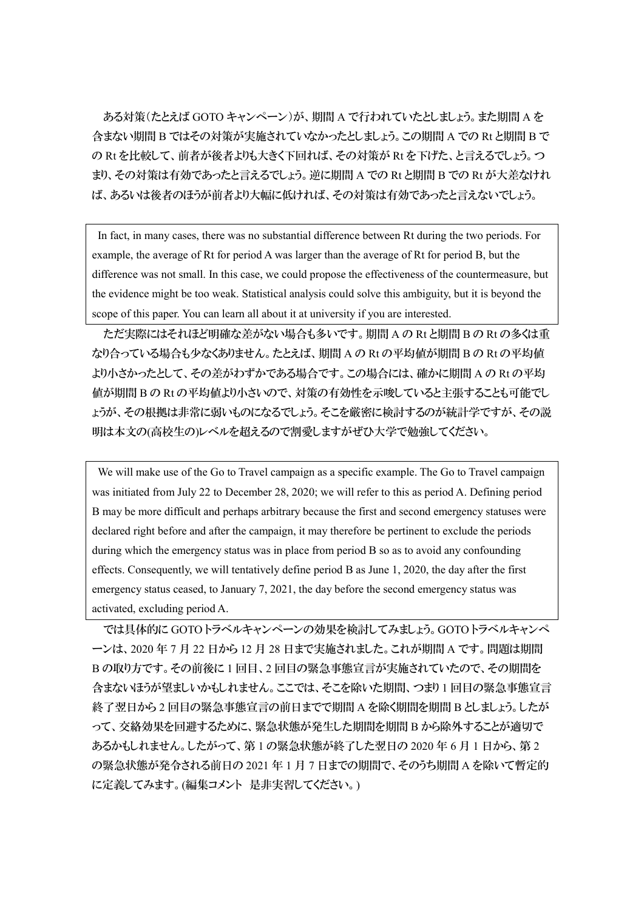ある対策(たとえば GOTO キャンペーン)が、期間 A で行われていたとしましょう。また期間 A を含まない期間 B ではその対策が実施されていなかったとしましょう。この期間 A での Rt と期間 B での Rt を比較して、前者が後者よりも大きく下回れば、その対策が Rt を下げた、と言えるでしょう。つまり、その対策は有効であったと言えるでしょう。逆に期間 A での Rt と期間 B での Rt が大差なければ、あるいは後者のほうが前者より大幅に低ければ、その対策は有効であったと言えないでしょう。

> In fact, in many cases, there was no substantial difference between Rt during the two periods. For example, the average of Rt for period A was larger than the average of Rt for period B, but the difference was not small. In this case, we could propose the effectiveness of the countermeasure, but the evidence might be too weak. Statistical analysis could solve this ambiguity, but it is beyond the scope of this paper. You can learn all about it at university if you are interested.

ただ実際にはそれほど明確な差がない場合も多いです。期間 A の Rt と期間 B の Rt の多くは重なり合っている場合も少なくありません。たとえば、期間 A の Rt の平均値が期間 B の Rt の平均値より小さかったとして、その差がわずかである場合です。この場合には、確かに期間 A の Rt の平均値が期間 B の Rt の平均値より小さいので、対策の有効性を示唆していると主張することも可能でしょうが、その根拠は非常に弱いものになるでしょう。そこを厳密に検討するのが統計学ですが、その説明は本文の(高校生の)レベルを超えるので割愛しますがぜひ大学で勉強してください。

> We will make use of the Go to Travel campaign as a specific example. The Go to Travel campaign was initiated from July 22 to December 28, 2020; we will refer to this as period A. Defining period B may be more difficult and perhaps arbitrary because the first and second emergency statuses were declared right before and after the campaign, it may therefore be pertinent to exclude the periods during which the emergency status was in place from period B so as to avoid any confounding effects. Consequently, we will tentatively define period B as June 1, 2020, the day after the first emergency status ceased, to January 7, 2021, the day before the second emergency status was activated, excluding period A.

では具体的に GOTO トラベルキャンペーンの効果を検討してみましょう。GOTO トラベルキャンペーンは、2020 年 7 月 22 日から 12 月 28 日まで実施されました。これが期間 A です。問題は期間 B の取り方です。その前後に 1 回目、2 回目の緊急事態宣言が実施されていたので、その期間を含まないほうが望ましいかもしれません。ここでは、そこを除いた期間、つまり 1 回目の緊急事態宣言終了翌日から 2 回目の緊急事態宣言の前日まででで期間 A を除く期間を期間 B としましょう。したがって、交絡効果を回避するために、緊急状態が発生した期間を期間 B から除外することが適切であるかもしれません。したがって、第 1 の緊急状態が終了した翌日の 2020 年 6 月 1 日から、第 2 の緊急状態が発令される前日の 2021 年 1 月 7 日までの期間で、そのうち期間 A を除いて暫定的に定義してみます。(編集コメント　是非実習してください。)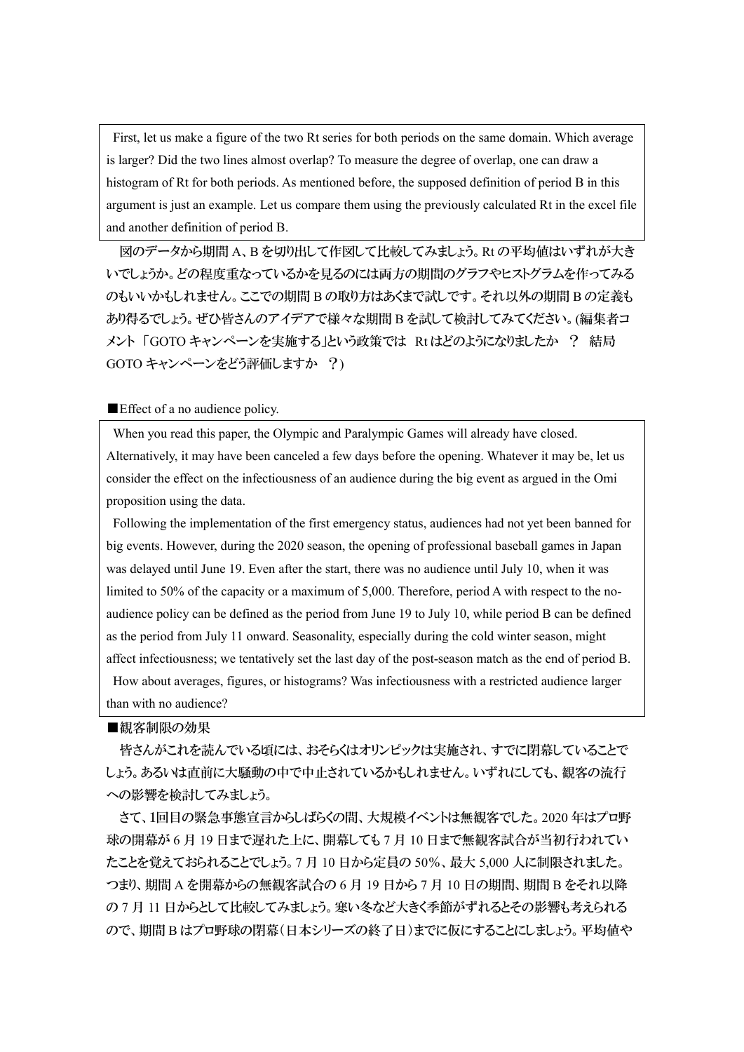First, let us make a figure of the two Rt series for both periods on the same domain. Which average is larger? Did the two lines almost overlap? To measure the degree of overlap, one can draw a histogram of Rt for both periods. As mentioned before, the supposed definition of period B in this argument is just an example. Let us compare them using the previously calculated Rt in the excel file and another definition of period B.

図のデータから期間 A、B を切り出して作図して比較してみましょう。Rt の平均値はいずれが大きいでしょうか。どの程度重なっているかを見るのには両方の期間のグラフやヒストグラムを作ってみるのもいいかもしれません。ここでの期間 B の取り方はあくまで試しです。それ以外の期間 B の定義もあり得るでしょう。ぜひ皆さんのアイデアで様々な期間 B を試して検討してみてください。(編集者コメント「GOTO キャンペーンを実施する」という政策では Rt はどのようになりましたか ? 結局 GOTO キャンペーンをどう評価しますか ?)

■Effect of a no audience policy.

When you read this paper, the Olympic and Paralympic Games will already have closed. Alternatively, it may have been canceled a few days before the opening. Whatever it may be, let us consider the effect on the infectiousness of an audience during the big event as argued in the Omi proposition using the data.

Following the implementation of the first emergency status, audiences had not yet been banned for big events. However, during the 2020 season, the opening of professional baseball games in Japan was delayed until June 19. Even after the start, there was no audience until July 10, when it was limited to 50% of the capacity or a maximum of 5,000. Therefore, period A with respect to the no-audience policy can be defined as the period from June 19 to July 10, while period B can be defined as the period from July 11 onward. Seasonality, especially during the cold winter season, might affect infectiousness; we tentatively set the last day of the post-season match as the end of period B.

How about averages, figures, or histograms? Was infectiousness with a restricted audience larger than with no audience?

■観客制限の効果

皆さんがこれを読んでいる頃には、おそらくはオリンピックは実施され、すでに閉幕していることでしょう。あるいは直前に大騒動の中で中止されているかもしれません。いずれにしても、観客の流行への影響を検討してみましょう。

さて、1回目の緊急事態宣言からしばらくの間、大規模イベントは無観客でした。2020 年はプロ野球の開幕が 6 月 19 日まで遅れた上に、開幕しても 7 月 10 日まで無観客試合が当初行われていたことを覚えておられることでしょう。7 月 10 日から定員の 50%、最大 5,000 人に制限されました。つまり、期間 A を開幕からの無観客試合の 6 月 19 日から 7 月 10 日の期間、期間 B をそれ以降の 7 月 11 日からとして比較してみましょう。寒い冬など大きく季節がずれるとその影響も考えられるので、期間 B はプロ野球の閉幕(日本シリーズの終了日)までに仮にすることにしましょう。平均値や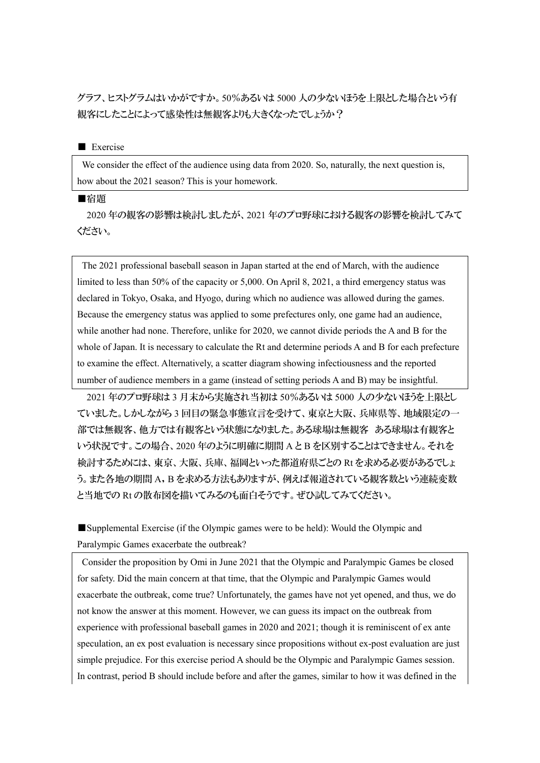グラフ、ヒストグラムはいかがですか。50%あるいは 5000 人の少ないほうを上限とした場合という有観客にしたことによって感染性は無観客よりも大きくなったでしょうか？

■ Exercise

We consider the effect of the audience using data from 2020. So, naturally, the next question is, how about the 2021 season? This is your homework.

■宿題

2020 年の観客の影響は検討しましたが、2021 年のプロ野球における観客の影響を検討してみてください。

The 2021 professional baseball season in Japan started at the end of March, with the audience limited to less than 50% of the capacity or 5,000. On April 8, 2021, a third emergency status was declared in Tokyo, Osaka, and Hyogo, during which no audience was allowed during the games. Because the emergency status was applied to some prefectures only, one game had an audience, while another had none. Therefore, unlike for 2020, we cannot divide periods the A and B for the whole of Japan. It is necessary to calculate the Rt and determine periods A and B for each prefecture to examine the effect. Alternatively, a scatter diagram showing infectiousness and the reported number of audience members in a game (instead of setting periods A and B) may be insightful.

2021 年のプロ野球は 3 月末から実施され当初は 50%あるいは 5000 人の少ないほうを上限としていました。しかしながら 3 回目の緊急事態宣言を受けて、東京と大阪、兵庫県等、地域限定の一部では無観客、他方では有観客という状態になりました。ある球場は無観客　ある球場は有観客という状況です。この場合、2020 年のように明確に期間 A と B を区別することはできません。それを検討するためには、東京、大阪、兵庫、福岡といった都道府県ごとの Rt を求める必要があるでしょう。また各地の期間 A，B を求める方法もありますが、例えば報道されている観客数という連続変数と当地での Rt の散布図を描いてみるのも面白そうです。ぜひ試してみてください。

■Supplemental Exercise (if the Olympic games were to be held): Would the Olympic and Paralympic Games exacerbate the outbreak?

Consider the proposition by Omi in June 2021 that the Olympic and Paralympic Games be closed for safety. Did the main concern at that time, that the Olympic and Paralympic Games would exacerbate the outbreak, come true? Unfortunately, the games have not yet opened, and thus, we do not know the answer at this moment. However, we can guess its impact on the outbreak from experience with professional baseball games in 2020 and 2021; though it is reminiscent of ex ante speculation, an ex post evaluation is necessary since propositions without ex-post evaluation are just simple prejudice. For this exercise period A should be the Olympic and Paralympic Games session. In contrast, period B should include before and after the games, similar to how it was defined in the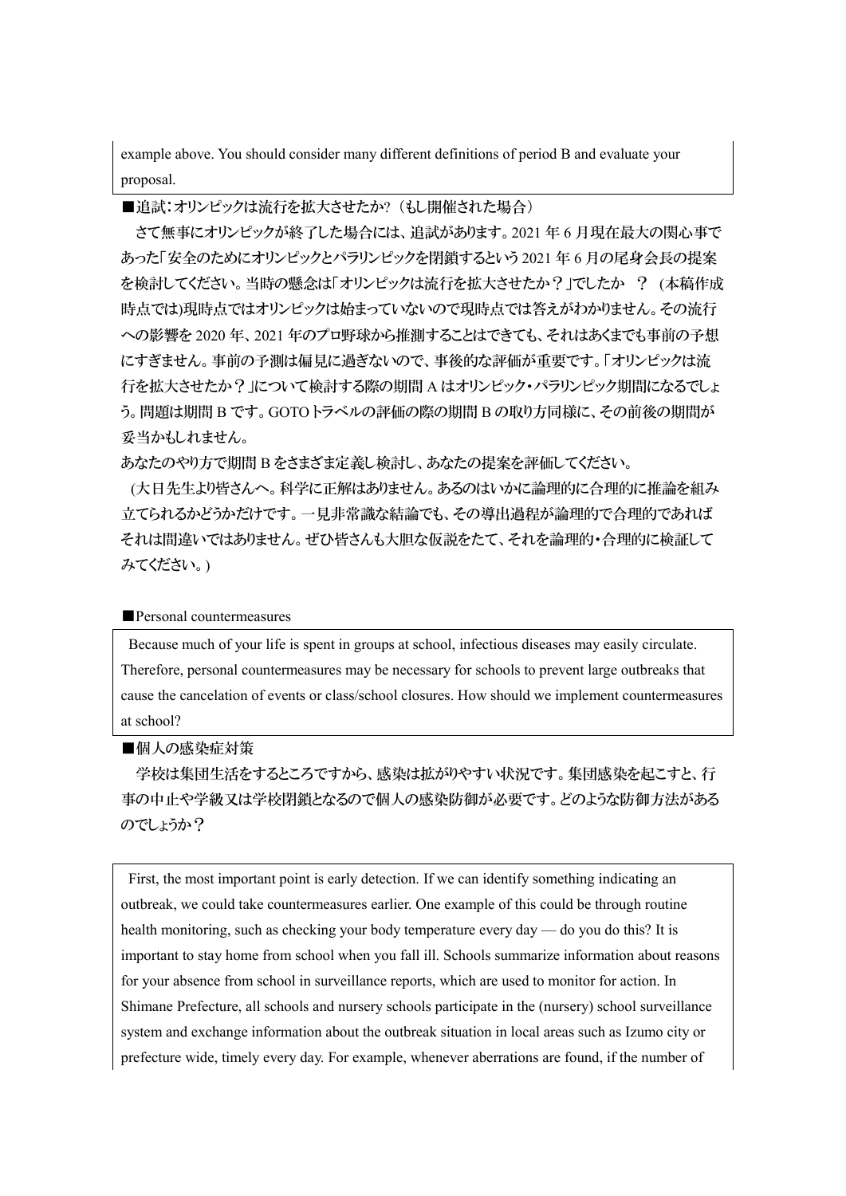example above. You should consider many different definitions of period B and evaluate your proposal.

■追試：オリンピックは流行を拡大させたか?（もし開催された場合）

さて無事にオリンピックが終了した場合には、追試があります。2021 年 6 月現在最大の関心事であった「安全のためにオリンピックとパラリンピックを閉鎖するという 2021 年 6 月の尾身会長の提案を検討してください。当時の懸念は「オリンピックは流行を拡大させたか？」でしたか　？　(本稿作成時点では)現時点ではオリンピックは始まっていないので現時点では答えがわかりません。その流行への影響を 2020 年、2021 年のプロ野球から推測することはできても、それはあくまでも事前の予想にすぎません。事前の予測は偏見に過ぎないので、事後的な評価が重要です。「オリンピックは流行を拡大させたか？」について検討する際の期間 A はオリンピック・パラリンピック期間になるでしょう。問題は期間 B です。GOTO トラベルの評価の際の期間 B の取り方同様に、その前後の期間が妥当かもしれません。

あなたのやり方で期間 B をさまざま定義し検討し、あなたの提案を評価してください。

(大日先生より皆さんへ。科学に正解はありません。あるのはいかに論理的に合理的に推論を組み立てられるかどうかだけです。一見非常識な結論でも、その導出過程が論理的で合理的であればそれは間違いではありません。ぜひ皆さんも大胆な仮説をたて、それを論理的・合理的に検証してみてください。)

■Personal countermeasures

Because much of your life is spent in groups at school, infectious diseases may easily circulate. Therefore, personal countermeasures may be necessary for schools to prevent large outbreaks that cause the cancelation of events or class/school closures. How should we implement countermeasures at school?

■個人の感染症対策

学校は集団生活をするところですから、感染は拡がりやすい状況です。集団感染を起こすと、行事の中止や学級又は学校閉鎖となるので個人の感染防御が必要です。どのような防御方法があるのでしょうか？

First, the most important point is early detection. If we can identify something indicating an outbreak, we could take countermeasures earlier. One example of this could be through routine health monitoring, such as checking your body temperature every day — do you do this? It is important to stay home from school when you fall ill. Schools summarize information about reasons for your absence from school in surveillance reports, which are used to monitor for action. In Shimane Prefecture, all schools and nursery schools participate in the (nursery) school surveillance system and exchange information about the outbreak situation in local areas such as Izumo city or prefecture wide, timely every day. For example, whenever aberrations are found, if the number of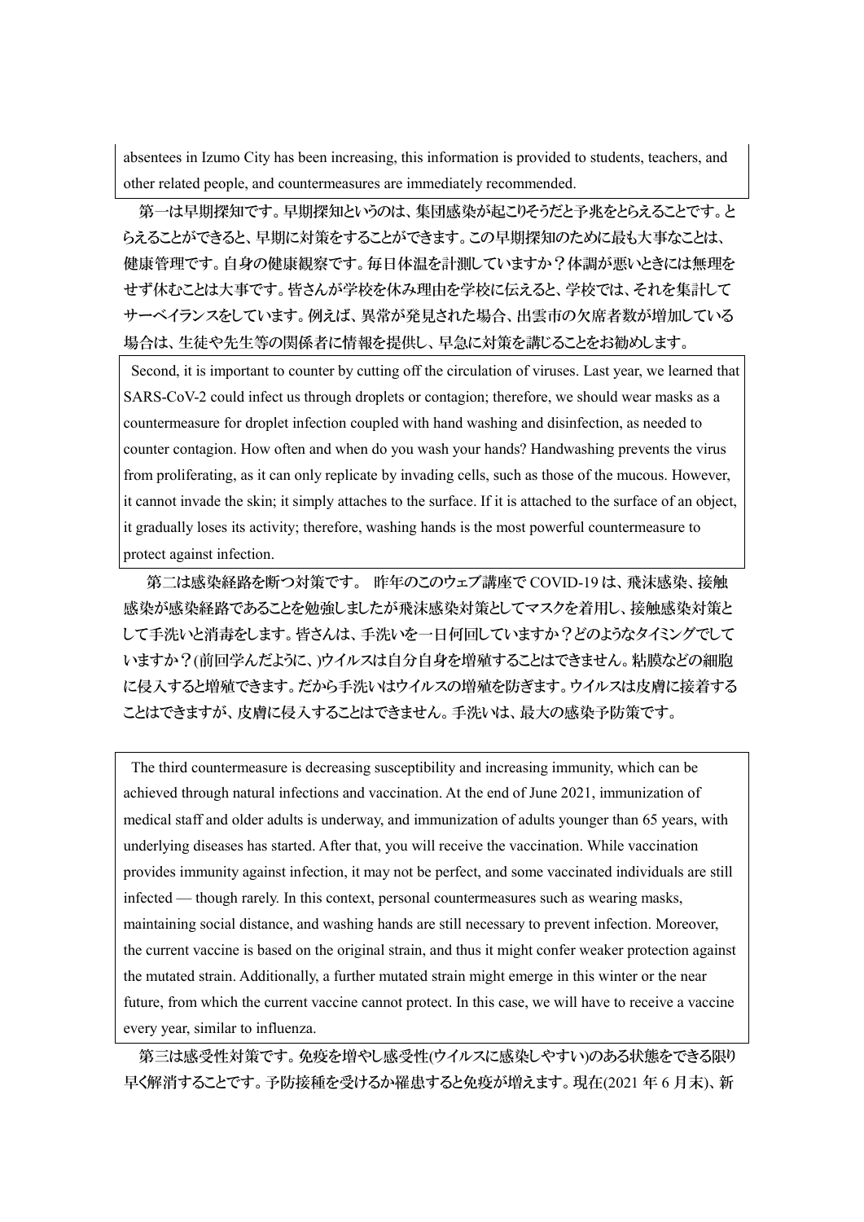absentees in Izumo City has been increasing, this information is provided to students, teachers, and other related people, and countermeasures are immediately recommended.

第一は早期探知です。早期探知というのは、集団感染が起こりそうだと予兆をとらえることです。とらえることができると、早期に対策をすることができます。この早期探知のために最も大事なことは、健康管理です。自身の健康観察です。毎日体温を計測していますか？体調が悪いときには無理をせず休むことは大事です。皆さんが学校を休み理由を学校に伝えると、学校では、それを集計してサーベイランスをしています。例えば、異常が発見された場合、出雲市の欠席者数が増加している場合は、生徒や先生等の関係者に情報を提供し、早急に対策を講じることをお勧めします。

Second, it is important to counter by cutting off the circulation of viruses. Last year, we learned that SARS-CoV-2 could infect us through droplets or contagion; therefore, we should wear masks as a countermeasure for droplet infection coupled with hand washing and disinfection, as needed to counter contagion. How often and when do you wash your hands? Handwashing prevents the virus from proliferating, as it can only replicate by invading cells, such as those of the mucous. However, it cannot invade the skin; it simply attaches to the surface. If it is attached to the surface of an object, it gradually loses its activity; therefore, washing hands is the most powerful countermeasure to protect against infection.

第二は感染経路を断つ対策です。 昨年のこのウェブ講座で COVID-19 は、飛沫感染、接触感染が感染経路であることを勉強しましたが飛沫感染対策としてマスクを着用し、接触感染対策として手洗いと消毒をします。皆さんは、手洗いを一日何回していますか？どのようなタイミングでしていますか？(前回学んだように、)ウイルスは自分自身を増殖することはできません。粘膜などの細胞に侵入すると増殖できます。だから手洗いはウイルスの増殖を防ぎます。ウイルスは皮膚に接着することはできますが、皮膚に侵入することはできません。手洗いは、最大の感染予防策です。

The third countermeasure is decreasing susceptibility and increasing immunity, which can be achieved through natural infections and vaccination. At the end of June 2021, immunization of medical staff and older adults is underway, and immunization of adults younger than 65 years, with underlying diseases has started. After that, you will receive the vaccination. While vaccination provides immunity against infection, it may not be perfect, and some vaccinated individuals are still infected — though rarely. In this context, personal countermeasures such as wearing masks, maintaining social distance, and washing hands are still necessary to prevent infection. Moreover, the current vaccine is based on the original strain, and thus it might confer weaker protection against the mutated strain. Additionally, a further mutated strain might emerge in this winter or the near future, from which the current vaccine cannot protect. In this case, we will have to receive a vaccine every year, similar to influenza.

第三は感受性対策です。免疫を増やし感受性(ウイルスに感染しやすい)のある状態をできる限り早く解消することです。予防接種を受けるか罹患すると免疫が増えます。現在(2021 年 6 月末)、新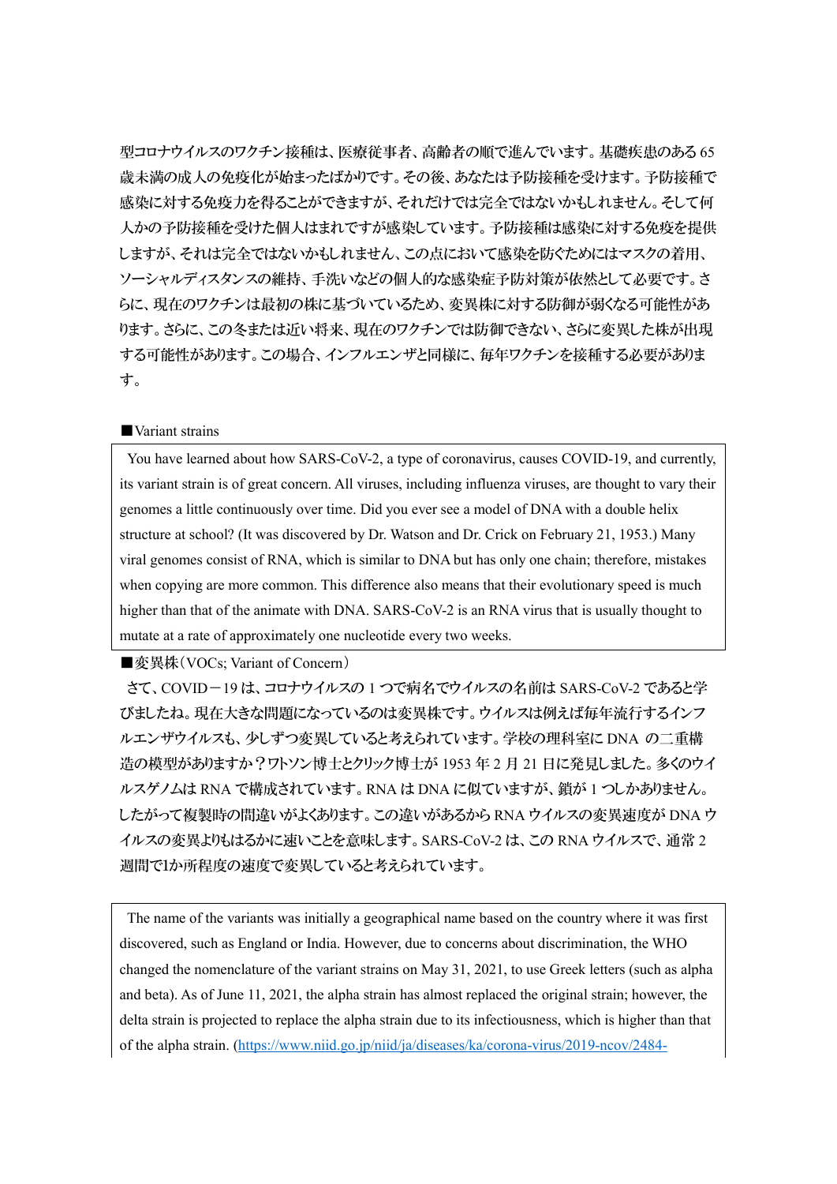型コロナウイルスのワクチン接種は、医療従事者、高齢者の順で進んでいます。基礎疾患のある65歳未満の成人の免疫化が始まったばかりです。その後、あなたは予防接種を受けます。予防接種で感染に対する免疫力を得ることができますが、それだけでは完全ではないかもしれません。そして何人かの予防接種を受けた個人はまれですが感染しています。予防接種は感染に対する免疫を提供しますが、それは完全ではないかもしれません、この点において感染を防ぐためにはマスクの着用、ソーシャルディスタンスの維持、手洗いなどの個人的な感染症予防対策が依然として必要です。さらに、現在のワクチンは最初の株に基づいているため、変異株に対する防御が弱くなる可能性があります。さらに、この冬または近い将来、現在のワクチンでは防御できない、さらに変異した株が出現する可能性があります。この場合、インフルエンザと同様に、毎年ワクチンを接種する必要があります。

■Variant strains

You have learned about how SARS-CoV-2, a type of coronavirus, causes COVID-19, and currently, its variant strain is of great concern. All viruses, including influenza viruses, are thought to vary their genomes a little continuously over time. Did you ever see a model of DNA with a double helix structure at school? (It was discovered by Dr. Watson and Dr. Crick on February 21, 1953.) Many viral genomes consist of RNA, which is similar to DNA but has only one chain; therefore, mistakes when copying are more common. This difference also means that their evolutionary speed is much higher than that of the animate with DNA. SARS-CoV-2 is an RNA virus that is usually thought to mutate at a rate of approximately one nucleotide every two weeks.

■変異株（VOCs; Variant of Concern）

さて、COVID－19は、コロナウイルスの1つで病名でウイルスの名前はSARS-CoV-2であると学びましたね。現在大きな問題になっているのは変異株です。ウイルスは例えば毎年流行するインフルエンザウイルスも、少しずつ変異していると考えられています。学校の理科室にDNAの二重構造の模型がありますか？ワトソン博士とクリック博士が1953年2月21日に発見しました。多くのウイルスゲノムはRNAで構成されています。RNAはDNAに似ていますが、鎖が1つしかありません。したがって複製時の間違いがよくあります。この違いがあるからRNAウイルスの変異速度がDNAウイルスの変異よりもはるかに速いことを意味します。SARS-CoV-2は、このRNAウイルスで、通常2週間で1か所程度の速度で変異していると考えられています。

The name of the variants was initially a geographical name based on the country where it was first discovered, such as England or India. However, due to concerns about discrimination, the WHO changed the nomenclature of the variant strains on May 31, 2021, to use Greek letters (such as alpha and beta). As of June 11, 2021, the alpha strain has almost replaced the original strain; however, the delta strain is projected to replace the alpha strain due to its infectiousness, which is higher than that of the alpha strain. (https://www.niid.go.jp/niid/ja/diseases/ka/corona-virus/2019-ncov/2484-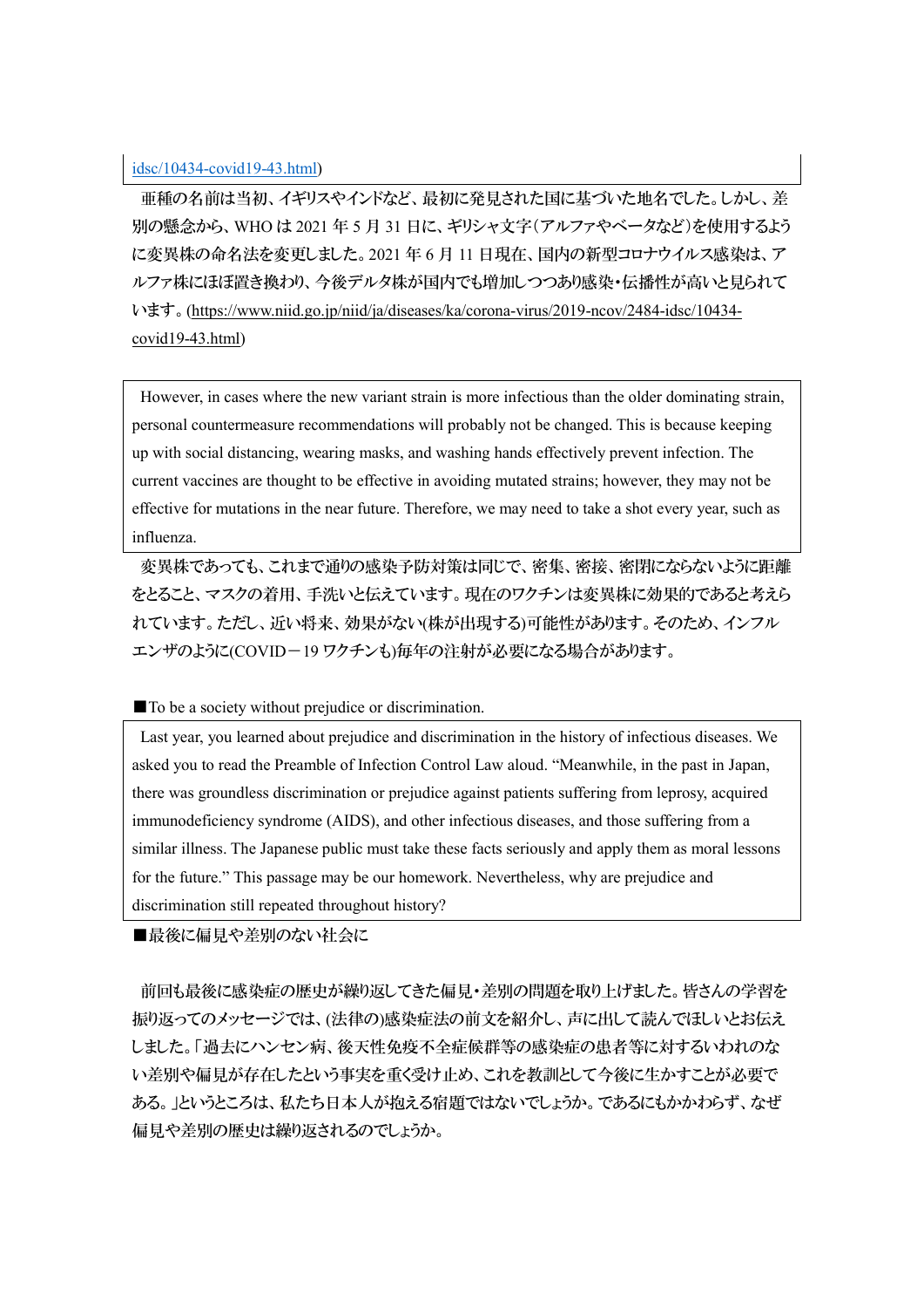idsc/10434-covid19-43.html)

亜種の名前は当初、イギリスやインドなど、最初に発見された国に基づいた地名でした。しかし、差別の懸念から、WHO は 2021 年 5 月 31 日に、ギリシャ文字（アルファやベータなど）を使用するように変異株の命名法を変更しました。2021 年 6 月 11 日現在、国内の新型コロナウイルス感染は、アルファ株にほぼ置き換わり、今後デルタ株が国内でも増加しつつあり感染・伝播性が高いと見られています。(https://www.niid.go.jp/niid/ja/diseases/ka/corona-virus/2019-ncov/2484-idsc/10434-covid19-43.html)

However, in cases where the new variant strain is more infectious than the older dominating strain, personal countermeasure recommendations will probably not be changed. This is because keeping up with social distancing, wearing masks, and washing hands effectively prevent infection. The current vaccines are thought to be effective in avoiding mutated strains; however, they may not be effective for mutations in the near future. Therefore, we may need to take a shot every year, such as influenza.

変異株であっても、これまで通りの感染予防対策は同じで、密集、密接、密閉にならないように距離をとること、マスクの着用、手洗いと伝えています。現在のワクチンは変異株に効果的であると考えられています。ただし、近い将来、効果がない(株が出現する)可能性があります。そのため、インフルエンザのように(COVID－19 ワクチンも)毎年の注射が必要になる場合があります。

■To be a society without prejudice or discrimination.

Last year, you learned about prejudice and discrimination in the history of infectious diseases. We asked you to read the Preamble of Infection Control Law aloud. "Meanwhile, in the past in Japan, there was groundless discrimination or prejudice against patients suffering from leprosy, acquired immunodeficiency syndrome (AIDS), and other infectious diseases, and those suffering from a similar illness. The Japanese public must take these facts seriously and apply them as moral lessons for the future." This passage may be our homework. Nevertheless, why are prejudice and discrimination still repeated throughout history?

■最後に偏見や差別のない社会に

前回も最後に感染症の歴史が繰り返してきた偏見・差別の問題を取り上げました。皆さんの学習を振り返ってのメッセージでは、(法律の)感染症法の前文を紹介し、声に出して読んでほしいとお伝えしました。「過去にハンセン病、後天性免疫不全症候群等の感染症の患者等に対するいわれのない差別や偏見が存在したという事実を重く受け止め、これを教訓として今後に生かすことが必要である。」というところは、私たち日本人が抱える宿題ではないでしょうか。であるにもかかわらず、なぜ偏見や差別の歴史は繰り返されるのでしょうか。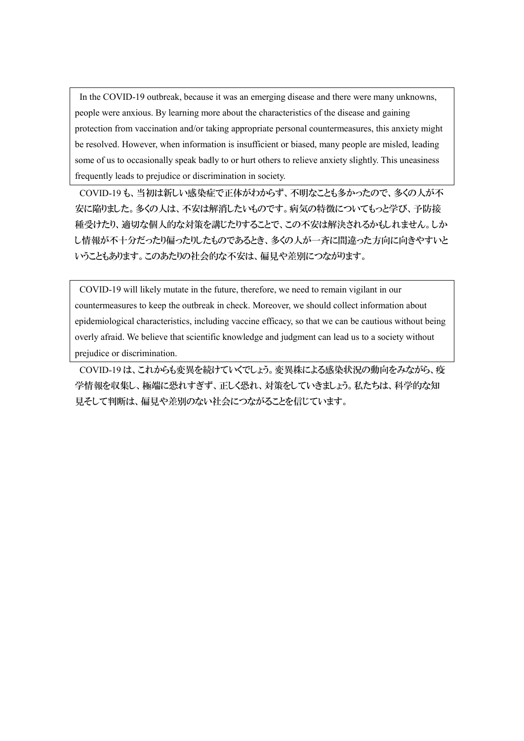In the COVID-19 outbreak, because it was an emerging disease and there were many unknowns, people were anxious. By learning more about the characteristics of the disease and gaining protection from vaccination and/or taking appropriate personal countermeasures, this anxiety might be resolved. However, when information is insufficient or biased, many people are misled, leading some of us to occasionally speak badly to or hurt others to relieve anxiety slightly. This uneasiness frequently leads to prejudice or discrimination in society.

COVID-19 も、当初は新しい感染症で正体がわからず、不明なことも多かったので、多くの人が不安に陥りました。多くの人は、不安は解消したいものです。病気の特徴についてもっと学び、予防接種受けたり、適切な個人的な対策を講じたりすることで、この不安は解決されるかもしれません。しかし情報が不十分だったり偏ったりしたものであるとき、多くの人が一斉に間違った方向に向きやすいということもあります。このあたりの社会的な不安は、偏見や差別につながります。

COVID-19 will likely mutate in the future, therefore, we need to remain vigilant in our countermeasures to keep the outbreak in check. Moreover, we should collect information about epidemiological characteristics, including vaccine efficacy, so that we can be cautious without being overly afraid. We believe that scientific knowledge and judgment can lead us to a society without prejudice or discrimination.

COVID-19 は、これからも変異を続けていくでしょう。変異株による感染状況の動向をみながら、疫学情報を収集し、極端に恐れすぎず、正しく恐れ、対策をしていきましょう。私たちは、科学的な知見そして判断は、偏見や差別のない社会につながることを信じています。